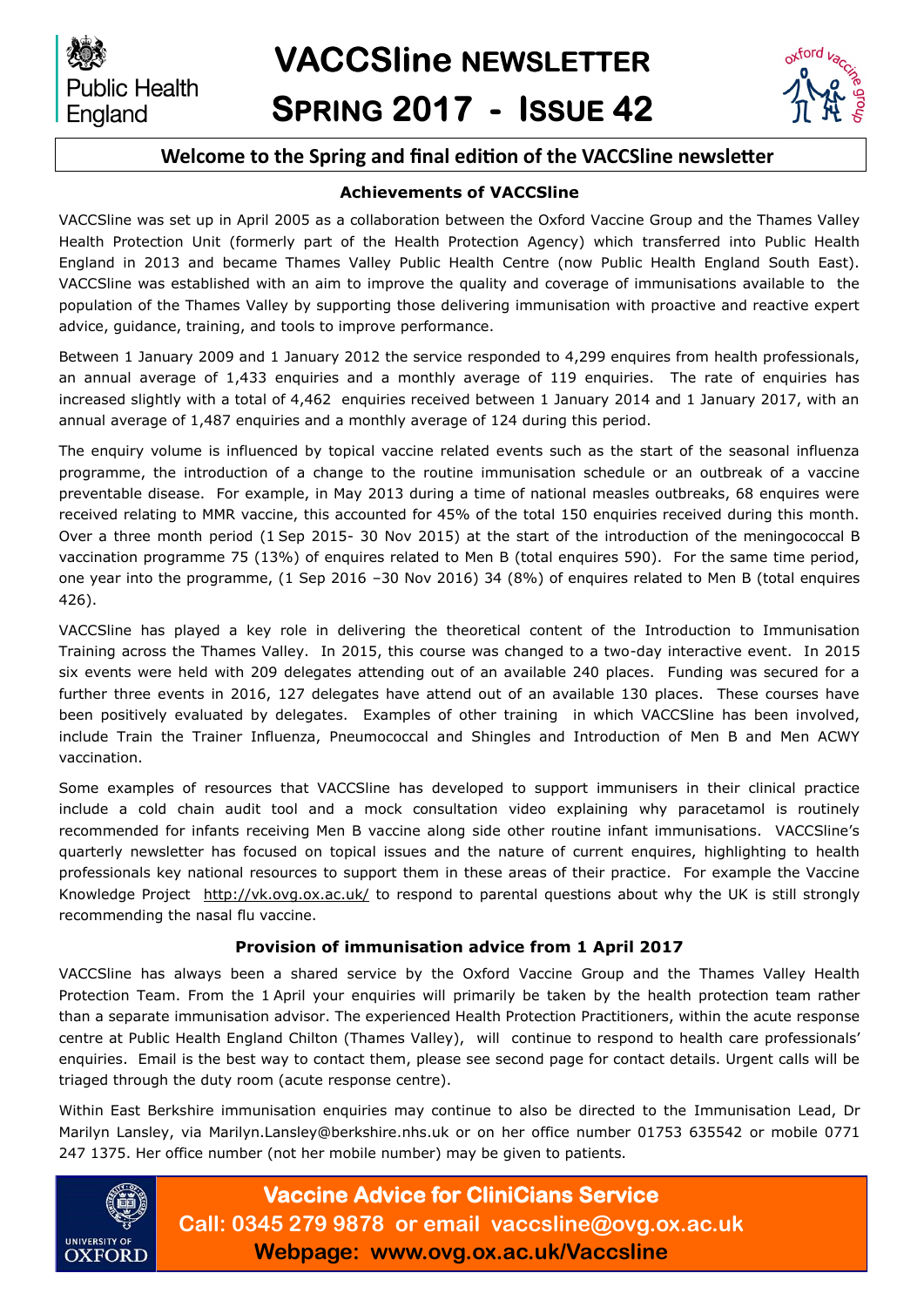# VACCSline NEWSLETTER

# SPRING 2017 - ISSUE 42

## Welcome to the Spring and final edition of the VACCSline newsletter

### Achievements of VACCSline

VACCSline was set up in April 2005 as a collaboration between the Oxford Vaccine Group and the Thames Valley Health Protection Unit (formerly part of the Health Protection Agency) which transferred into Public Health England in 2013 and became Thames Valley Public Health Centre (now Public Health England South East). VACCSline was established with an aim to improve the quality and coverage of immunisations available to the population of the Thames Valley by supporting those delivering immunisation with proactive and reactive expert advice, guidance, training, and tools to improve performance.

Between 1 January 2009 and 1 January 2012 the service responded to 4,299 enquires from health professionals, an annual average of 1,433 enquiries and a monthly average of 119 enquiries. The rate of enquiries has increased slightly with a total of 4,462 enquiries received between 1 January 2014 and 1 January 2017, with an annual average of 1,487 enquiries and a monthly average of 124 during this period.

The enquiry volume is influenced by topical vaccine related events such as the start of the seasonal influenza programme, the introduction of a change to the routine immunisation schedule or an outbreak of a vaccine preventable disease. For example, in May 2013 during a time of national measles outbreaks, 68 enquires were received relating to MMR vaccine, this accounted for 45% of the total 150 enquiries received during this month. Over a three month period (1 Sep 2015- 30 Nov 2015) at the start of the introduction of the meningococcal B vaccination programme 75 (13%) of enquires related to Men B (total enquires 590). For the same time period, one year into the programme, (1 Sep 2016 –30 Nov 2016) 34 (8%) of enquires related to Men B (total enquires 426).

VACCSline has played a key role in delivering the theoretical content of the Introduction to Immunisation Training across the Thames Valley. In 2015, this course was changed to a two-day interactive event. In 2015 six events were held with 209 delegates attending out of an available 240 places. Funding was secured for a further three events in 2016, 127 delegates have attend out of an available 130 places. These courses have been positively evaluated by delegates. Examples of other training in which VACCSline has been involved, include Train the Trainer Influenza, Pneumococcal and Shingles and Introduction of Men B and Men ACWY vaccination.

Some examples of resources that VACCSline has developed to support immunisers in their clinical practice include a cold chain audit tool and a mock consultation video explaining why paracetamol is routinely recommended for infants receiving Men B vaccine along side other routine infant immunisations. VACCSline's quarterly newsletter has focused on topical issues and the nature of current enquires, highlighting to health professionals key national resources to support them in these areas of their practice. For example the Vaccine Knowledge Project http://vk.ovg.ox.ac.uk/ to respond to parental questions about why the UK is still strongly recommending the nasal flu vaccine.

### Provision of immunisation advice from 1 April 2017

VACCSline has always been a shared service by the Oxford Vaccine Group and the Thames Valley Health Protection Team. From the 1 April your enquiries will primarily be taken by the health protection team rather than a separate immunisation advisor. The experienced Health Protection Practitioners, within the acute response centre at Public Health England Chilton (Thames Valley), will continue to respond to health care professionals' enquiries. Email is the best way to contact them, please see second page for contact details. Urgent calls will be triaged through the duty room (acute response centre).

Within East Berkshire immunisation enquiries may continue to also be directed to the Immunisation Lead, Dr Marilyn Lansley, via Marilyn.Lansley@berkshire.nhs.uk or on her office number 01753 635542 or mobile 0771 247 1375. Her office number (not her mobile number) may be given to patients.

**Vaccine Advice for CliniCians Service**
**Call: 0345 279 9878 or email vaccsline@ovg.ox.ac.uk**
**Webpage: www.ovg.ox.ac.uk/Vaccsline**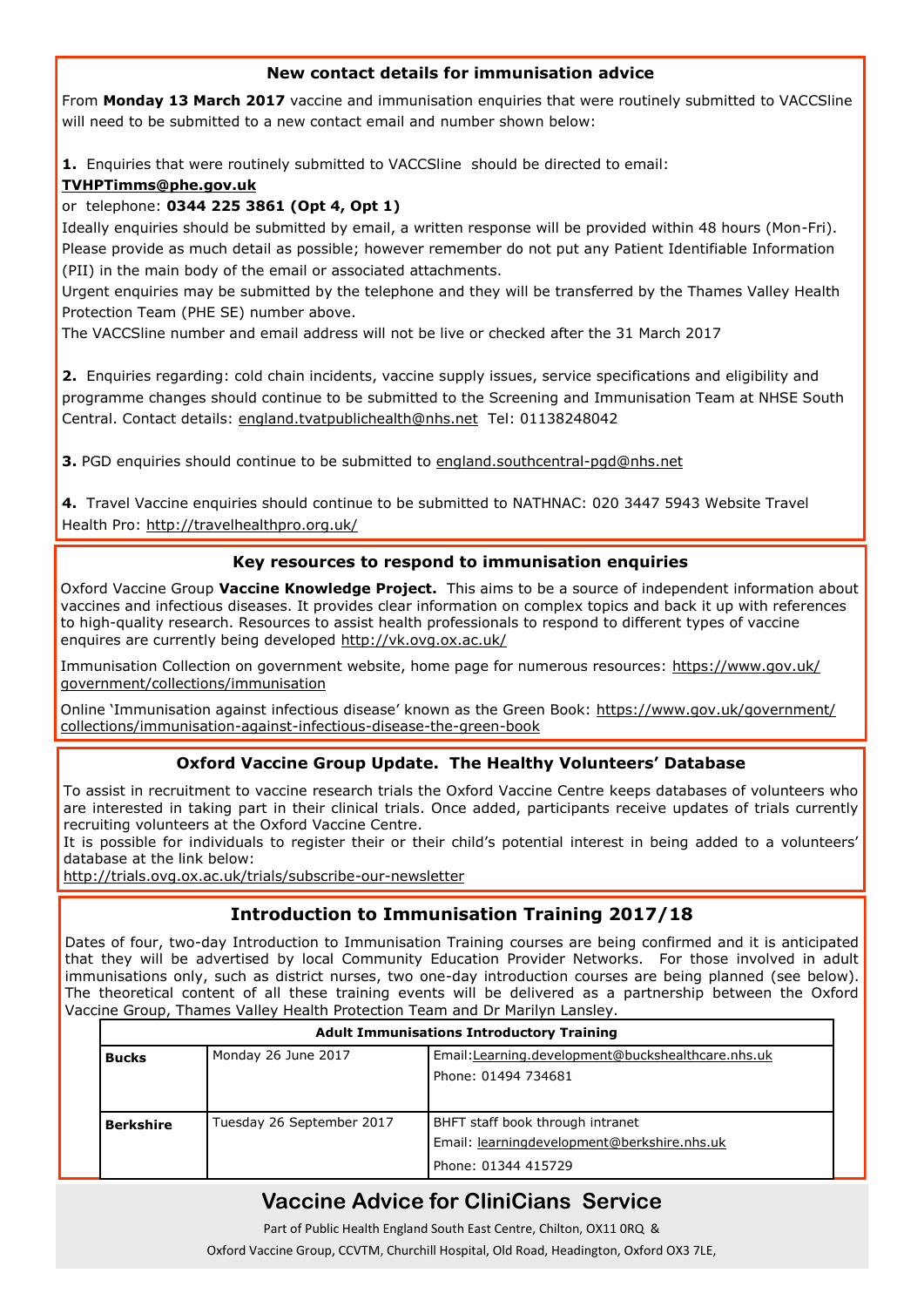## New contact details for immunisation advice

From **Monday 13 March 2017** vaccine and immunisation enquiries that were routinely submitted to VACCSline will need to be submitted to a new contact email and number shown below:

**1.** Enquiries that were routinely submitted to VACCSline should be directed to email:
**TVHPTimms@phe.gov.uk**
or telephone: **0344 225 3861 (Opt 4, Opt 1)**
Ideally enquiries should be submitted by email, a written response will be provided within 48 hours (Mon-Fri). Please provide as much detail as possible; however remember do not put any Patient Identifiable Information (PII) in the main body of the email or associated attachments.
Urgent enquiries may be submitted by the telephone and they will be transferred by the Thames Valley Health Protection Team (PHE SE) number above.
The VACCSline number and email address will not be live or checked after the 31 March 2017

**2.** Enquiries regarding: cold chain incidents, vaccine supply issues, service specifications and eligibility and programme changes should continue to be submitted to the Screening and Immunisation Team at NHSE South Central. Contact details: england.tvatpublichealth@nhs.net Tel: 01138248042

**3.** PGD enquiries should continue to be submitted to england.southcentral-pgd@nhs.net

**4.** Travel Vaccine enquiries should continue to be submitted to NATHNAC: 020 3447 5943 Website Travel Health Pro: http://travelhealthpro.org.uk/

## Key resources to respond to immunisation enquiries

Oxford Vaccine Group **Vaccine Knowledge Project.** This aims to be a source of independent information about vaccines and infectious diseases. It provides clear information on complex topics and back it up with references to high-quality research. Resources to assist health professionals to respond to different types of vaccine enquires are currently being developed http://vk.ovg.ox.ac.uk/

Immunisation Collection on government website, home page for numerous resources: https://www.gov.uk/government/collections/immunisation

Online 'Immunisation against infectious disease' known as the Green Book: https://www.gov.uk/government/collections/immunisation-against-infectious-disease-the-green-book

## Oxford Vaccine Group Update. The Healthy Volunteers' Database

To assist in recruitment to vaccine research trials the Oxford Vaccine Centre keeps databases of volunteers who are interested in taking part in their clinical trials. Once added, participants receive updates of trials currently recruiting volunteers at the Oxford Vaccine Centre.
It is possible for individuals to register their or their child's potential interest in being added to a volunteers' database at the link below:
http://trials.ovg.ox.ac.uk/trials/subscribe-our-newsletter

## Introduction to Immunisation Training 2017/18

Dates of four, two-day Introduction to Immunisation Training courses are being confirmed and it is anticipated that they will be advertised by local Community Education Provider Networks. For those involved in adult immunisations only, such as district nurses, two one-day introduction courses are being planned (see below). The theoretical content of all these training events will be delivered as a partnership between the Oxford Vaccine Group, Thames Valley Health Protection Team and Dr Marilyn Lansley.

| Adult Immunisations Introductory Training | | |
|---|---|---|
| **Bucks** | Monday 26 June 2017 | Email:Learning.development@buckshealthcare.nhs.uk<br>Phone: 01494 734681 |
| **Berkshire** | Tuesday 26 September 2017 | BHFT staff book through intranet<br>Email: learningdevelopment@berkshire.nhs.uk<br>Phone: 01344 415729 |

## Vaccine Advice for Clinicians Service

Part of Public Health England South East Centre, Chilton, OX11 0RQ &
Oxford Vaccine Group, CCVTM, Churchill Hospital, Old Road, Headington, Oxford OX3 7LE,